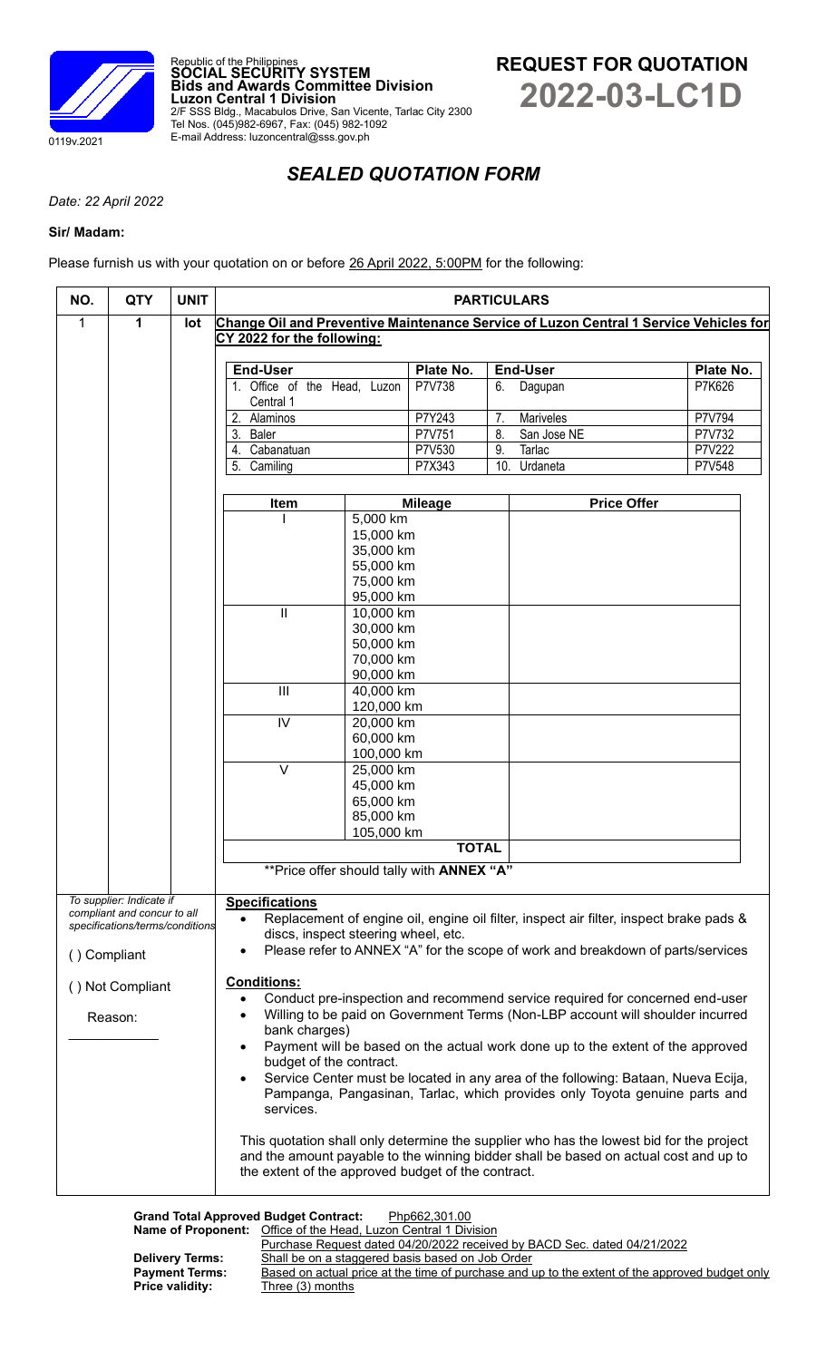Republic of the Philippines
**SOCIAL SECURITY SYSTEM**
**Bids and Awards Committee Division**
**Luzon Central 1 Division**
2/F SSS Bldg., Macabulos Drive, San Vicente, Tarlac City 2300
Tel Nos. (045)982-6967, Fax: (045) 982-1092
E-mail Address: luzoncentral@sss.gov.ph

0119v.2021

# REQUEST FOR QUOTATION
# 2022-03-LC1D

## *SEALED QUOTATION FORM*

*Date: 22 April 2022*

**Sir/ Madam:**

Please furnish us with your quotation on or before 26 April 2022, 5:00PM for the following:

| NO. | QTY | UNIT | PARTICULARS |
|---|---|---|---|
| 1 | 1 | lot | **Change Oil and Preventive Maintenance Service of Luzon Central 1 Service Vehicles for CY 2022 for the following:** |

| End-User | Plate No. | End-User | Plate No. |
|---|---|---|---|
| 1. Office of the Head, Luzon Central 1 | P7V738 | 6. Dagupan | P7K626 |
| 2. Alaminos | P7Y243 | 7. Mariveles | P7V794 |
| 3. Baler | P7V751 | 8. San Jose NE | P7V732 |
| 4. Cabanatuan | P7V530 | 9. Tarlac | P7V222 |
| 5. Camiling | P7X343 | 10. Urdaneta | P7V548 |

| Item | Mileage | Price Offer |
|---|---|---|
| I | 5,000 km<br>15,000 km<br>35,000 km<br>55,000 km<br>75,000 km<br>95,000 km | |
| II | 10,000 km<br>30,000 km<br>50,000 km<br>70,000 km<br>90,000 km | |
| III | 40,000 km<br>120,000 km | |
| IV | 20,000 km<br>60,000 km<br>100,000 km | |
| V | 25,000 km<br>45,000 km<br>65,000 km<br>85,000 km<br>105,000 km | |
| | **TOTAL** | |

**Price offer should tally with **ANNEX "A"**

*To supplier: Indicate if compliant and concur to all specifications/terms/conditions*

( ) Compliant

( ) Not Compliant

Reason: ____________

**Specifications**

- Replacement of engine oil, engine oil filter, inspect air filter, inspect brake pads & discs, inspect steering wheel, etc.
- Please refer to ANNEX "A" for the scope of work and breakdown of parts/services

**Conditions:**

- Conduct pre-inspection and recommend service required for concerned end-user
- Willing to be paid on Government Terms (Non-LBP account will shoulder incurred bank charges)
- Payment will be based on the actual work done up to the extent of the approved budget of the contract.
- Service Center must be located in any area of the following: Bataan, Nueva Ecija, Pampanga, Pangasinan, Tarlac, which provides only Toyota genuine parts and services.

This quotation shall only determine the supplier who has the lowest bid for the project and the amount payable to the winning bidder shall be based on actual cost and up to the extent of the approved budget of the contract.

**Grand Total Approved Budget Contract:** Php662,301.00
**Name of Proponent:** Office of the Head, Luzon Central 1 Division
Purchase Request dated 04/20/2022 received by BACD Sec. dated 04/21/2022
**Delivery Terms:** Shall be on a staggered basis based on Job Order
**Payment Terms:** Based on actual price at the time of purchase and up to the extent of the approved budget only
**Price validity:** Three (3) months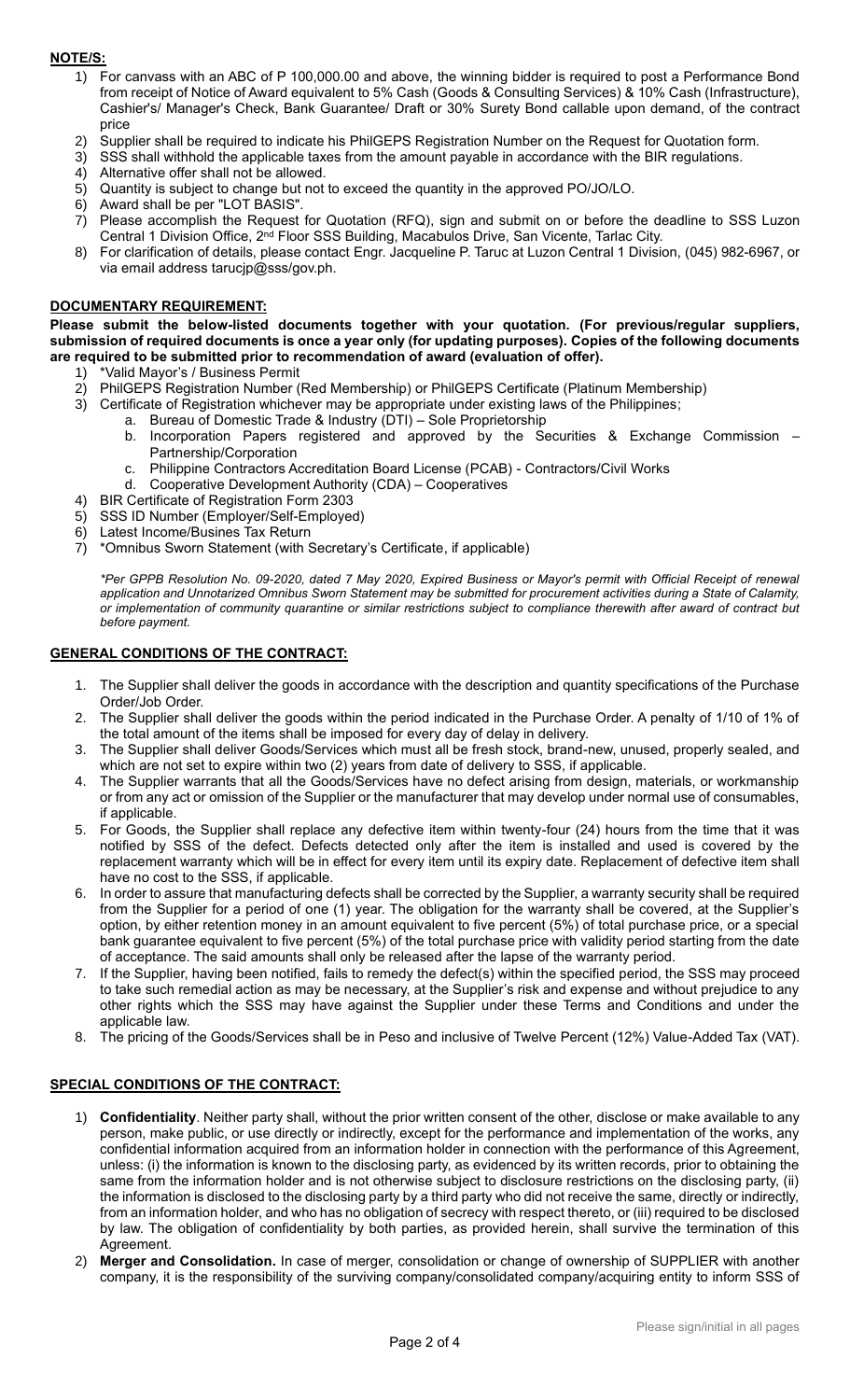**NOTE/S:**

1) For canvass with an ABC of P 100,000.00 and above, the winning bidder is required to post a Performance Bond from receipt of Notice of Award equivalent to 5% Cash (Goods & Consulting Services) & 10% Cash (Infrastructure), Cashier's/ Manager's Check, Bank Guarantee/ Draft or 30% Surety Bond callable upon demand, of the contract price
2) Supplier shall be required to indicate his PhilGEPS Registration Number on the Request for Quotation form.
3) SSS shall withhold the applicable taxes from the amount payable in accordance with the BIR regulations.
4) Alternative offer shall not be allowed.
5) Quantity is subject to change but not to exceed the quantity in the approved PO/JO/LO.
6) Award shall be per "LOT BASIS".
7) Please accomplish the Request for Quotation (RFQ), sign and submit on or before the deadline to SSS Luzon Central 1 Division Office, 2nd Floor SSS Building, Macabulos Drive, San Vicente, Tarlac City.
8) For clarification of details, please contact Engr. Jacqueline P. Taruc at Luzon Central 1 Division, (045) 982-6967, or via email address tarucjp@sss/gov.ph.

**DOCUMENTARY REQUIREMENT:**

**Please submit the below-listed documents together with your quotation. (For previous/regular suppliers, submission of required documents is once a year only (for updating purposes). Copies of the following documents are required to be submitted prior to recommendation of award (evaluation of offer).**

1) *Valid Mayor's / Business Permit
2) PhilGEPS Registration Number (Red Membership) or PhilGEPS Certificate (Platinum Membership)
3) Certificate of Registration whichever may be appropriate under existing laws of the Philippines;
   a. Bureau of Domestic Trade & Industry (DTI) – Sole Proprietorship
   b. Incorporation Papers registered and approved by the Securities & Exchange Commission – Partnership/Corporation
   c. Philippine Contractors Accreditation Board License (PCAB) - Contractors/Civil Works
   d. Cooperative Development Authority (CDA) – Cooperatives
4) BIR Certificate of Registration Form 2303
5) SSS ID Number (Employer/Self-Employed)
6) Latest Income/Busines Tax Return
7) *Omnibus Sworn Statement (with Secretary's Certificate, if applicable)

*\*Per GPPB Resolution No. 09-2020, dated 7 May 2020, Expired Business or Mayor's permit with Official Receipt of renewal application and Unnotarized Omnibus Sworn Statement may be submitted for procurement activities during a State of Calamity, or implementation of community quarantine or similar restrictions subject to compliance therewith after award of contract but before payment.*

**GENERAL CONDITIONS OF THE CONTRACT:**

1. The Supplier shall deliver the goods in accordance with the description and quantity specifications of the Purchase Order/Job Order.
2. The Supplier shall deliver the goods within the period indicated in the Purchase Order. A penalty of 1/10 of 1% of the total amount of the items shall be imposed for every day of delay in delivery.
3. The Supplier shall deliver Goods/Services which must all be fresh stock, brand-new, unused, properly sealed, and which are not set to expire within two (2) years from date of delivery to SSS, if applicable.
4. The Supplier warrants that all the Goods/Services have no defect arising from design, materials, or workmanship or from any act or omission of the Supplier or the manufacturer that may develop under normal use of consumables, if applicable.
5. For Goods, the Supplier shall replace any defective item within twenty-four (24) hours from the time that it was notified by SSS of the defect. Defects detected only after the item is installed and used is covered by the replacement warranty which will be in effect for every item until its expiry date. Replacement of defective item shall have no cost to the SSS, if applicable.
6. In order to assure that manufacturing defects shall be corrected by the Supplier, a warranty security shall be required from the Supplier for a period of one (1) year. The obligation for the warranty shall be covered, at the Supplier's option, by either retention money in an amount equivalent to five percent (5%) of total purchase price, or a special bank guarantee equivalent to five percent (5%) of the total purchase price with validity period starting from the date of acceptance. The said amounts shall only be released after the lapse of the warranty period.
7. If the Supplier, having been notified, fails to remedy the defect(s) within the specified period, the SSS may proceed to take such remedial action as may be necessary, at the Supplier's risk and expense and without prejudice to any other rights which the SSS may have against the Supplier under these Terms and Conditions and under the applicable law.
8. The pricing of the Goods/Services shall be in Peso and inclusive of Twelve Percent (12%) Value-Added Tax (VAT).

**SPECIAL CONDITIONS OF THE CONTRACT:**

1) **Confidentiality**. Neither party shall, without the prior written consent of the other, disclose or make available to any person, make public, or use directly or indirectly, except for the performance and implementation of the works, any confidential information acquired from an information holder in connection with the performance of this Agreement, unless: (i) the information is known to the disclosing party, as evidenced by its written records, prior to obtaining the same from the information holder and is not otherwise subject to disclosure restrictions on the disclosing party, (ii) the information is disclosed to the disclosing party by a third party who did not receive the same, directly or indirectly, from an information holder, and who has no obligation of secrecy with respect thereto, or (iii) required to be disclosed by law. The obligation of confidentiality by both parties, as provided herein, shall survive the termination of this Agreement.
2) **Merger and Consolidation.** In case of merger, consolidation or change of ownership of SUPPLIER with another company, it is the responsibility of the surviving company/consolidated company/acquiring entity to inform SSS of

Please sign/initial in all pages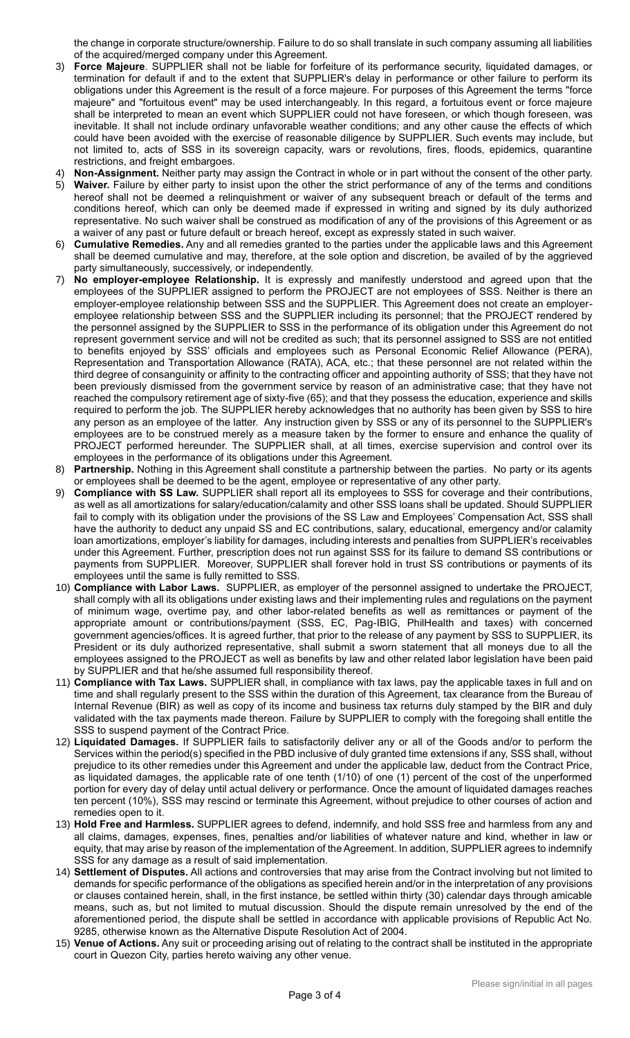the change in corporate structure/ownership. Failure to do so shall translate in such company assuming all liabilities of the acquired/merged company under this Agreement.

3) **Force Majeure**. SUPPLIER shall not be liable for forfeiture of its performance security, liquidated damages, or termination for default if and to the extent that SUPPLIER's delay in performance or other failure to perform its obligations under this Agreement is the result of a force majeure. For purposes of this Agreement the terms "force majeure" and "fortuitous event" may be used interchangeably. In this regard, a fortuitous event or force majeure shall be interpreted to mean an event which SUPPLIER could not have foreseen, or which though foreseen, was inevitable. It shall not include ordinary unfavorable weather conditions; and any other cause the effects of which could have been avoided with the exercise of reasonable diligence by SUPPLIER. Such events may include, but not limited to, acts of SSS in its sovereign capacity, wars or revolutions, fires, floods, epidemics, quarantine restrictions, and freight embargoes.
4) **Non-Assignment.** Neither party may assign the Contract in whole or in part without the consent of the other party.
5) **Waiver.** Failure by either party to insist upon the other the strict performance of any of the terms and conditions hereof shall not be deemed a relinquishment or waiver of any subsequent breach or default of the terms and conditions hereof, which can only be deemed made if expressed in writing and signed by its duly authorized representative. No such waiver shall be construed as modification of any of the provisions of this Agreement or as a waiver of any past or future default or breach hereof, except as expressly stated in such waiver.
6) **Cumulative Remedies.** Any and all remedies granted to the parties under the applicable laws and this Agreement shall be deemed cumulative and may, therefore, at the sole option and discretion, be availed of by the aggrieved party simultaneously, successively, or independently.
7) **No employer-employee Relationship.** It is expressly and manifestly understood and agreed upon that the employees of the SUPPLIER assigned to perform the PROJECT are not employees of SSS. Neither is there an employer-employee relationship between SSS and the SUPPLIER. This Agreement does not create an employer-employee relationship between SSS and the SUPPLIER including its personnel; that the PROJECT rendered by the personnel assigned by the SUPPLIER to SSS in the performance of its obligation under this Agreement do not represent government service and will not be credited as such; that its personnel assigned to SSS are not entitled to benefits enjoyed by SSS' officials and employees such as Personal Economic Relief Allowance (PERA), Representation and Transportation Allowance (RATA), ACA, etc.; that these personnel are not related within the third degree of consanguinity or affinity to the contracting officer and appointing authority of SSS; that they have not been previously dismissed from the government service by reason of an administrative case; that they have not reached the compulsory retirement age of sixty-five (65); and that they possess the education, experience and skills required to perform the job. The SUPPLIER hereby acknowledges that no authority has been given by SSS to hire any person as an employee of the latter. Any instruction given by SSS or any of its personnel to the SUPPLIER's employees are to be construed merely as a measure taken by the former to ensure and enhance the quality of PROJECT performed hereunder. The SUPPLIER shall, at all times, exercise supervision and control over its employees in the performance of its obligations under this Agreement.
8) **Partnership.** Nothing in this Agreement shall constitute a partnership between the parties. No party or its agents or employees shall be deemed to be the agent, employee or representative of any other party.
9) **Compliance with SS Law.** SUPPLIER shall report all its employees to SSS for coverage and their contributions, as well as all amortizations for salary/education/calamity and other SSS loans shall be updated. Should SUPPLIER fail to comply with its obligation under the provisions of the SS Law and Employees' Compensation Act, SSS shall have the authority to deduct any unpaid SS and EC contributions, salary, educational, emergency and/or calamity loan amortizations, employer's liability for damages, including interests and penalties from SUPPLIER's receivables under this Agreement. Further, prescription does not run against SSS for its failure to demand SS contributions or payments from SUPPLIER. Moreover, SUPPLIER shall forever hold in trust SS contributions or payments of its employees until the same is fully remitted to SSS.
10) **Compliance with Labor Laws.** SUPPLIER, as employer of the personnel assigned to undertake the PROJECT, shall comply with all its obligations under existing laws and their implementing rules and regulations on the payment of minimum wage, overtime pay, and other labor-related benefits as well as remittances or payment of the appropriate amount or contributions/payment (SSS, EC, Pag-IBIG, PhilHealth and taxes) with concerned government agencies/offices. It is agreed further, that prior to the release of any payment by SSS to SUPPLIER, its President or its duly authorized representative, shall submit a sworn statement that all moneys due to all the employees assigned to the PROJECT as well as benefits by law and other related labor legislation have been paid by SUPPLIER and that he/she assumed full responsibility thereof.
11) **Compliance with Tax Laws.** SUPPLIER shall, in compliance with tax laws, pay the applicable taxes in full and on time and shall regularly present to the SSS within the duration of this Agreement, tax clearance from the Bureau of Internal Revenue (BIR) as well as copy of its income and business tax returns duly stamped by the BIR and duly validated with the tax payments made thereon. Failure by SUPPLIER to comply with the foregoing shall entitle the SSS to suspend payment of the Contract Price.
12) **Liquidated Damages.** If SUPPLIER fails to satisfactorily deliver any or all of the Goods and/or to perform the Services within the period(s) specified in the PBD inclusive of duly granted time extensions if any, SSS shall, without prejudice to its other remedies under this Agreement and under the applicable law, deduct from the Contract Price, as liquidated damages, the applicable rate of one tenth (1/10) of one (1) percent of the cost of the unperformed portion for every day of delay until actual delivery or performance. Once the amount of liquidated damages reaches ten percent (10%), SSS may rescind or terminate this Agreement, without prejudice to other courses of action and remedies open to it.
13) **Hold Free and Harmless.** SUPPLIER agrees to defend, indemnify, and hold SSS free and harmless from any and all claims, damages, expenses, fines, penalties and/or liabilities of whatever nature and kind, whether in law or equity, that may arise by reason of the implementation of the Agreement. In addition, SUPPLIER agrees to indemnify SSS for any damage as a result of said implementation.
14) **Settlement of Disputes.** All actions and controversies that may arise from the Contract involving but not limited to demands for specific performance of the obligations as specified herein and/or in the interpretation of any provisions or clauses contained herein, shall, in the first instance, be settled within thirty (30) calendar days through amicable means, such as, but not limited to mutual discussion. Should the dispute remain unresolved by the end of the aforementioned period, the dispute shall be settled in accordance with applicable provisions of Republic Act No. 9285, otherwise known as the Alternative Dispute Resolution Act of 2004.
15) **Venue of Actions.** Any suit or proceeding arising out of relating to the contract shall be instituted in the appropriate court in Quezon City, parties hereto waiving any other venue.

Please sign/initial in all pages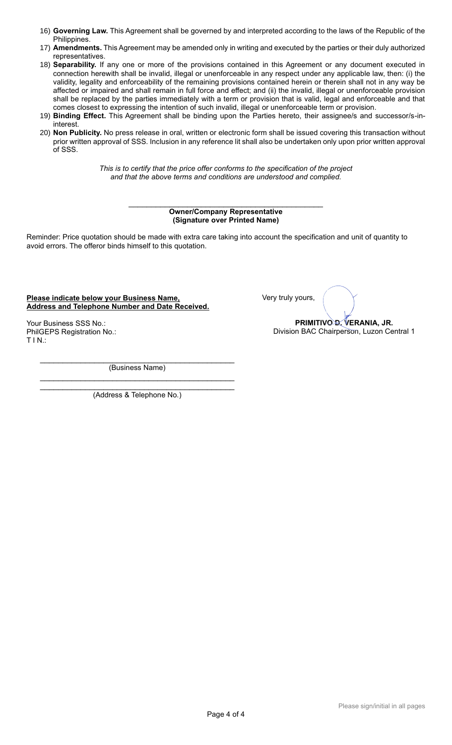16) **Governing Law.** This Agreement shall be governed by and interpreted according to the laws of the Republic of the Philippines.
17) **Amendments.** This Agreement may be amended only in writing and executed by the parties or their duly authorized representatives.
18) **Separability.** If any one or more of the provisions contained in this Agreement or any document executed in connection herewith shall be invalid, illegal or unenforceable in any respect under any applicable law, then: (i) the validity, legality and enforceability of the remaining provisions contained herein or therein shall not in any way be affected or impaired and shall remain in full force and effect; and (ii) the invalid, illegal or unenforceable provision shall be replaced by the parties immediately with a term or provision that is valid, legal and enforceable and that comes closest to expressing the intention of such invalid, illegal or unenforceable term or provision.
19) **Binding Effect.** This Agreement shall be binding upon the Parties hereto, their assignee/s and successor/s-in-interest.
20) **Non Publicity.** No press release in oral, written or electronic form shall be issued covering this transaction without prior written approval of SSS. Inclusion in any reference lit shall also be undertaken only upon prior written approval of SSS.

*This is to certify that the price offer conforms to the specification of the project and that the above terms and conditions are understood and complied.*

\_\_\_\_\_\_\_\_\_\_\_\_\_\_\_\_\_\_\_\_\_\_\_\_\_\_\_\_\_\_\_\_\_\_\_\_\_\_\_\_\_\_\_\_

**Owner/Company Representative**
**(Signature over Printed Name)**

Reminder: Price quotation should be made with extra care taking into account the specification and unit of quantity to avoid errors. The offeror binds himself to this quotation.

**<u>Please indicate below your Business Name, Address and Telephone Number and Date Received.</u>**

Your Business SSS No.:
PhilGEPS Registration No.:
T I N.:

\_\_\_\_\_\_\_\_\_\_\_\_\_\_\_\_\_\_\_\_\_\_\_\_\_\_\_\_\_\_\_\_\_\_\_\_\_\_\_\_\_\_\_\_
(Business Name)

\_\_\_\_\_\_\_\_\_\_\_\_\_\_\_\_\_\_\_\_\_\_\_\_\_\_\_\_\_\_\_\_\_\_\_\_\_\_\_\_\_\_\_\_
\_\_\_\_\_\_\_\_\_\_\_\_\_\_\_\_\_\_\_\_\_\_\_\_\_\_\_\_\_\_\_\_\_\_\_\_\_\_\_\_\_\_\_\_
(Address & Telephone No.)

Very truly yours,

**PRIMITIVO D. VERANIA, JR.**
Division BAC Chairperson, Luzon Central 1

Please sign/initial in all pages